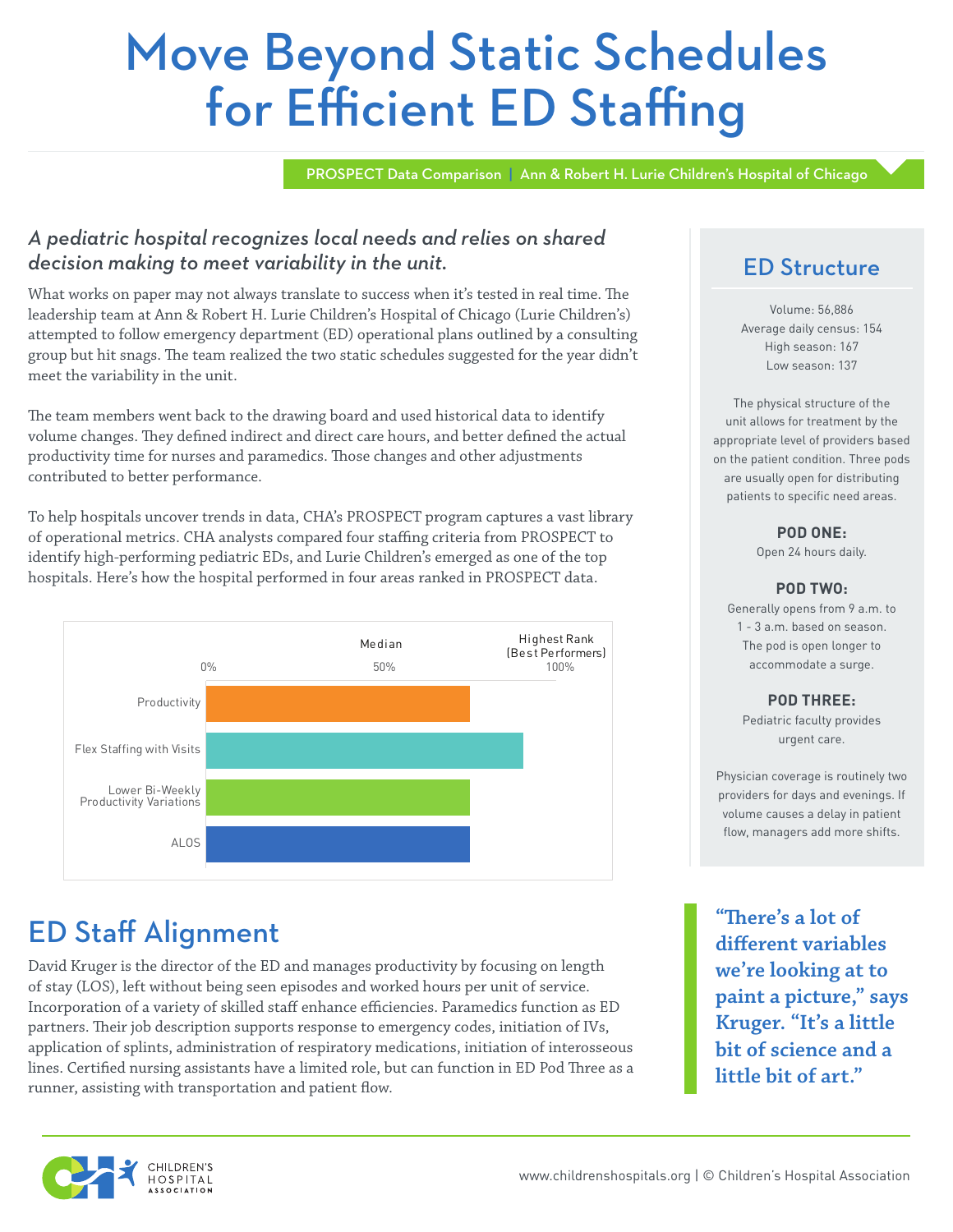# Move Beyond Static Schedules for Efficient ED Staffing

PROSPECT Data Comparison | Ann & Robert H. Lurie Children's Hospital of Chicago

### *A pediatric hospital recognizes local needs and relies on shared decision making to meet variability in the unit.*

What works on paper may not always translate to success when it's tested in real time. The leadership team at Ann & Robert H. Lurie Children's Hospital of Chicago (Lurie Children's) attempted to follow emergency department (ED) operational plans outlined by a consulting group but hit snags. The team realized the two static schedules suggested for the year didn't meet the variability in the unit.

The team members went back to the drawing board and used historical data to identify volume changes. They defined indirect and direct care hours, and better defined the actual productivity time for nurses and paramedics. Those changes and other adjustments contributed to better performance.

To help hospitals uncover trends in data, CHA's PROSPECT program captures a vast library of operational metrics. CHA analysts compared four staffing criteria from PROSPECT to identify high-performing pediatric EDs, and Lurie Children's emerged as one of the top hospitals. Here's how the hospital performed in four areas ranked in PROSPECT data.

Median | Highest Rank (Best Performers)

0% | 50% | 100%

- Productivity
- Flex Staffing with Visits
- Lower Bi-Weekly Productivity Variations
- ALOS

## ED Structure

Volume: 56,886
Average daily census: 154
High season: 167
Low season: 137

The physical structure of the unit allows for treatment by the appropriate level of providers based on the patient condition. Three pods are usually open for distributing patients to specific need areas.

**POD ONE:**
Open 24 hours daily.

**POD TWO:**
Generally opens from 9 a.m. to 1 - 3 a.m. based on season. The pod is open longer to accommodate a surge.

**POD THREE:**
Pediatric faculty provides urgent care.

Physician coverage is routinely two providers for days and evenings. If volume causes a delay in patient flow, managers add more shifts.

## ED Staff Alignment

David Kruger is the director of the ED and manages productivity by focusing on length of stay (LOS), left without being seen episodes and worked hours per unit of service. Incorporation of a variety of skilled staff enhance efficiencies. Paramedics function as ED partners. Their job description supports response to emergency codes, initiation of IVs, application of splints, administration of respiratory medications, initiation of interosseous lines. Certified nursing assistants have a limited role, but can function in ED Pod Three as a runner, assisting with transportation and patient flow.

> **"There's a lot of different variables we're looking at to paint a picture," says Kruger. "It's a little bit of science and a little bit of art."**

www.childrenshospitals.org | © Children's Hospital Association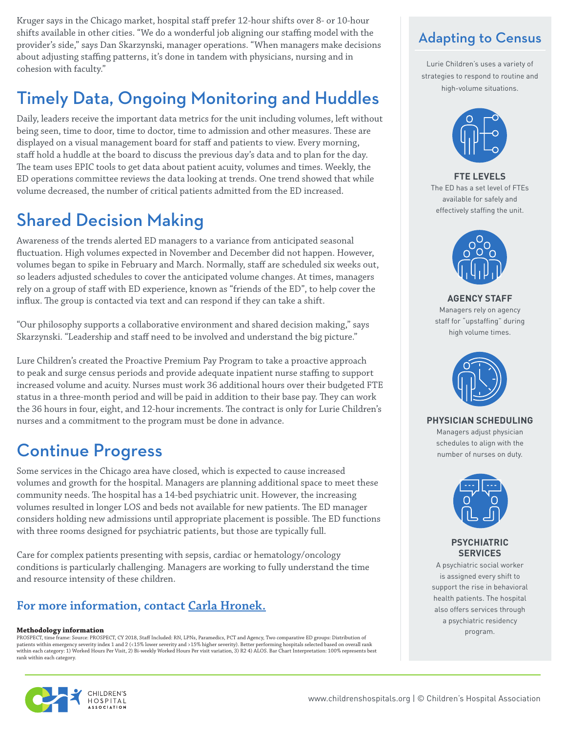Kruger says in the Chicago market, hospital staff prefer 12-hour shifts over 8- or 10-hour shifts available in other cities. "We do a wonderful job aligning our staffing model with the provider's side," says Dan Skarzynski, manager operations. "When managers make decisions about adjusting staffing patterns, it's done in tandem with physicians, nursing and in cohesion with faculty."

## Timely Data, Ongoing Monitoring and Huddles

Daily, leaders receive the important data metrics for the unit including volumes, left without being seen, time to door, time to doctor, time to admission and other measures. These are displayed on a visual management board for staff and patients to view. Every morning, staff hold a huddle at the board to discuss the previous day's data and to plan for the day. The team uses EPIC tools to get data about patient acuity, volumes and times. Weekly, the ED operations committee reviews the data looking at trends. One trend showed that while volume decreased, the number of critical patients admitted from the ED increased.

## Shared Decision Making

Awareness of the trends alerted ED managers to a variance from anticipated seasonal fluctuation. High volumes expected in November and December did not happen. However, volumes began to spike in February and March. Normally, staff are scheduled six weeks out, so leaders adjusted schedules to cover the anticipated volume changes. At times, managers rely on a group of staff with ED experience, known as "friends of the ED", to help cover the influx. The group is contacted via text and can respond if they can take a shift.

"Our philosophy supports a collaborative environment and shared decision making," says Skarzynski. "Leadership and staff need to be involved and understand the big picture."

Lure Children's created the Proactive Premium Pay Program to take a proactive approach to peak and surge census periods and provide adequate inpatient nurse staffing to support increased volume and acuity. Nurses must work 36 additional hours over their budgeted FTE status in a three-month period and will be paid in addition to their base pay. They can work the 36 hours in four, eight, and 12-hour increments. The contract is only for Lurie Children's nurses and a commitment to the program must be done in advance.

## Continue Progress

Some services in the Chicago area have closed, which is expected to cause increased volumes and growth for the hospital. Managers are planning additional space to meet these community needs. The hospital has a 14-bed psychiatric unit. However, the increasing volumes resulted in longer LOS and beds not available for new patients. The ED manager considers holding new admissions until appropriate placement is possible. The ED functions with three rooms designed for psychiatric patients, but those are typically full.

Care for complex patients presenting with sepsis, cardiac or hematology/oncology conditions is particularly challenging. Managers are working to fully understand the time and resource intensity of these children.

### For more information, contact Carla Hronek.

**Methodology information**

PROSPECT, time frame: Source: PROSPECT, CY 2018, Staff Included: RN, LPNs, Paramedics, PCT and Agency, Two comparative ED groups: Distribution of patients within emergency severity index 1 and 2 (<15% lower severity and >15% higher severity). Better performing hospitals selected based on overall rank within each category: 1) Worked Hours Per Visit, 2) Bi-weekly Worked Hours Per visit variation, 3) R2 4) ALOS. Bar Chart Interpretation: 100% represents best rank within each category.

## Adapting to Census

Lurie Children's uses a variety of strategies to respond to routine and high-volume situations.

**FTE LEVELS**
The ED has a set level of FTEs available for safely and effectively staffing the unit.

**AGENCY STAFF**
Managers rely on agency staff for "upstaffing" during high volume times.

**PHYSICIAN SCHEDULING**
Managers adjust physician schedules to align with the number of nurses on duty.

**PSYCHIATRIC SERVICES**
A psychiatric social worker is assigned every shift to support the rise in behavioral health patients. The hospital also offers services through a psychiatric residency program.